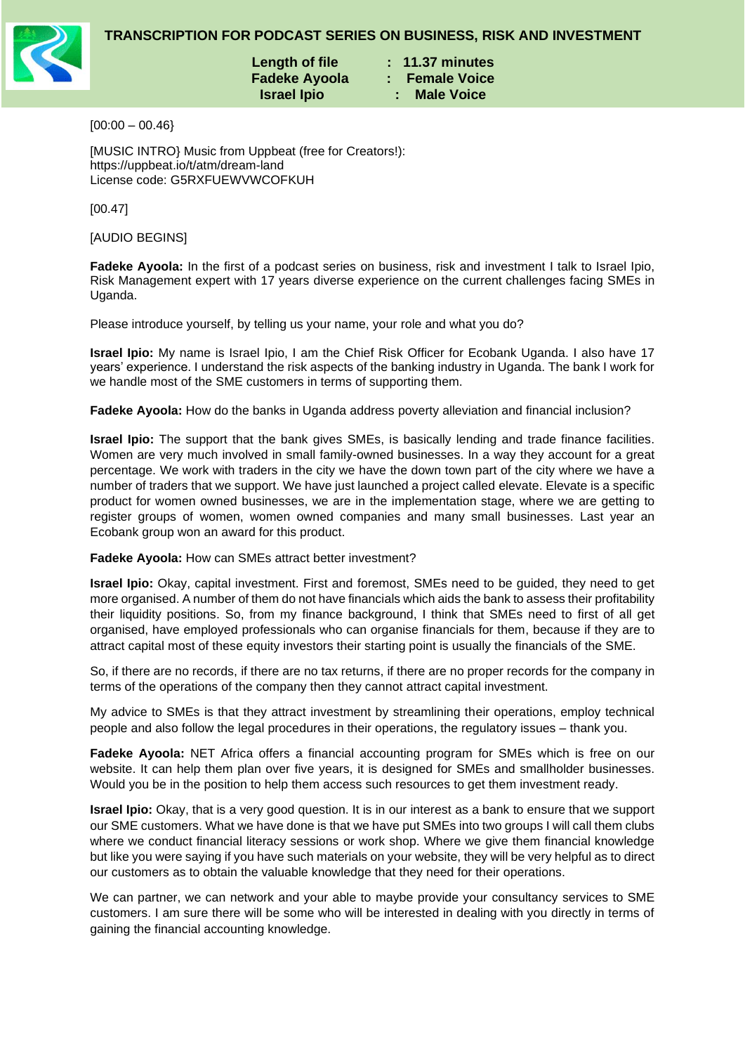# TRANSCRIPTION FOR PODCAST SERIES ON BUSINESS, RISK AND INVESTMENT

**Length of file** : **11.37 minutes**
**Fadeke Ayoola** : **Female Voice**
**Israel Ipio** : **Male Voice**

[00:00 – 00.46}

[MUSIC INTRO} Music from Uppbeat (free for Creators!):
https://uppbeat.io/t/atm/dream-land
License code: G5RXFUEWVWCOFKUH

[00.47]

[AUDIO BEGINS]

**Fadeke Ayoola:** In the first of a podcast series on business, risk and investment I talk to Israel Ipio, Risk Management expert with 17 years diverse experience on the current challenges facing SMEs in Uganda.

Please introduce yourself, by telling us your name, your role and what you do?

**Israel Ipio:** My name is Israel Ipio, I am the Chief Risk Officer for Ecobank Uganda. I also have 17 years' experience. I understand the risk aspects of the banking industry in Uganda. The bank I work for we handle most of the SME customers in terms of supporting them.

**Fadeke Ayoola:** How do the banks in Uganda address poverty alleviation and financial inclusion?

**Israel Ipio:** The support that the bank gives SMEs, is basically lending and trade finance facilities. Women are very much involved in small family-owned businesses. In a way they account for a great percentage. We work with traders in the city we have the down town part of the city where we have a number of traders that we support. We have just launched a project called elevate. Elevate is a specific product for women owned businesses, we are in the implementation stage, where we are getting to register groups of women, women owned companies and many small businesses. Last year an Ecobank group won an award for this product.

**Fadeke Ayoola:** How can SMEs attract better investment?

**Israel Ipio:** Okay, capital investment. First and foremost, SMEs need to be guided, they need to get more organised. A number of them do not have financials which aids the bank to assess their profitability their liquidity positions. So, from my finance background, I think that SMEs need to first of all get organised, have employed professionals who can organise financials for them, because if they are to attract capital most of these equity investors their starting point is usually the financials of the SME.

So, if there are no records, if there are no tax returns, if there are no proper records for the company in terms of the operations of the company then they cannot attract capital investment.

My advice to SMEs is that they attract investment by streamlining their operations, employ technical people and also follow the legal procedures in their operations, the regulatory issues – thank you.

**Fadeke Ayoola:** NET Africa offers a financial accounting program for SMEs which is free on our website. It can help them plan over five years, it is designed for SMEs and smallholder businesses. Would you be in the position to help them access such resources to get them investment ready.

**Israel Ipio:** Okay, that is a very good question. It is in our interest as a bank to ensure that we support our SME customers. What we have done is that we have put SMEs into two groups I will call them clubs where we conduct financial literacy sessions or work shop. Where we give them financial knowledge but like you were saying if you have such materials on your website, they will be very helpful as to direct our customers as to obtain the valuable knowledge that they need for their operations.

We can partner, we can network and your able to maybe provide your consultancy services to SME customers. I am sure there will be some who will be interested in dealing with you directly in terms of gaining the financial accounting knowledge.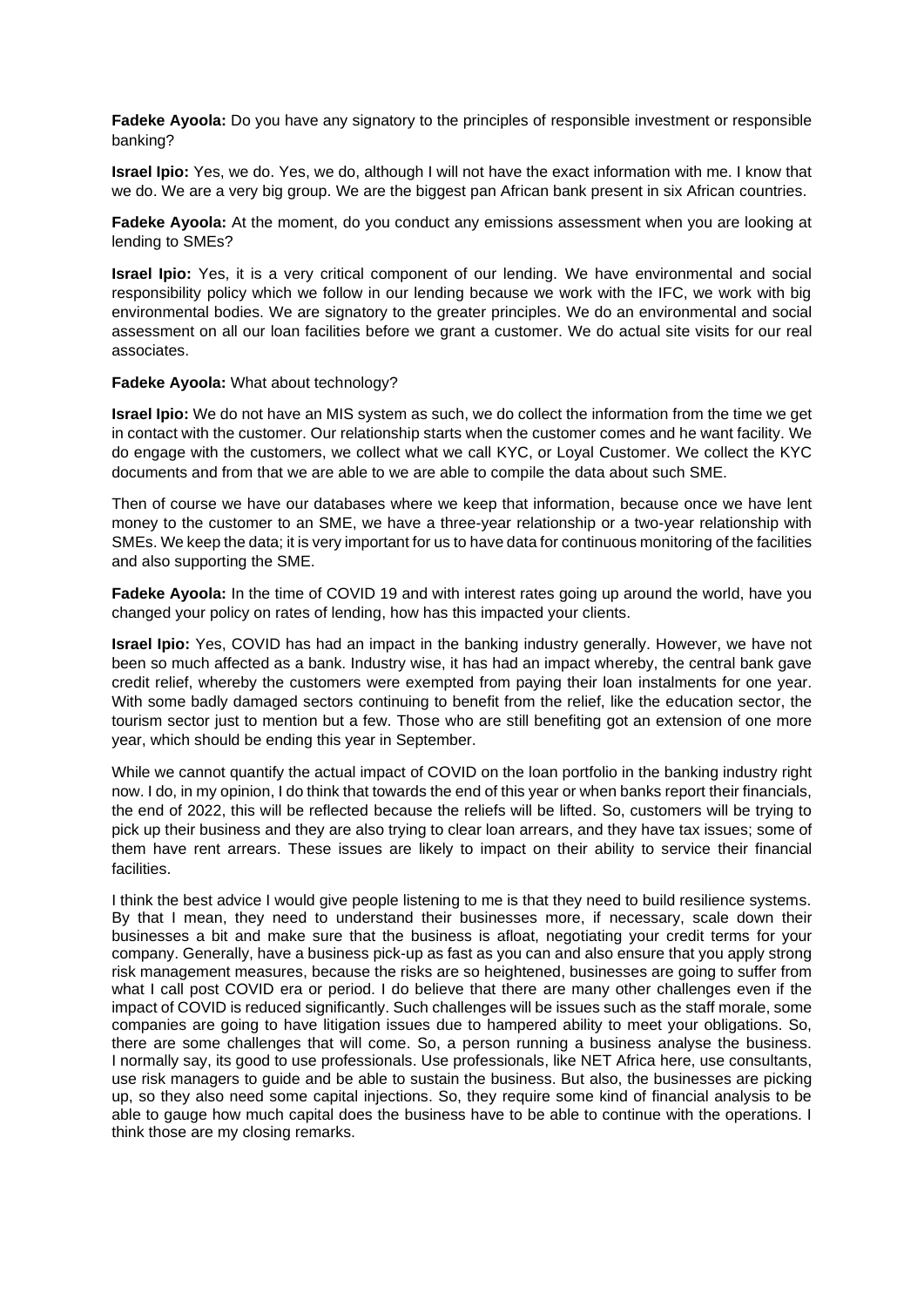**Fadeke Ayoola:** Do you have any signatory to the principles of responsible investment or responsible banking?

**Israel Ipio:** Yes, we do. Yes, we do, although I will not have the exact information with me. I know that we do. We are a very big group. We are the biggest pan African bank present in six African countries.

**Fadeke Ayoola:** At the moment, do you conduct any emissions assessment when you are looking at lending to SMEs?

**Israel Ipio:** Yes, it is a very critical component of our lending. We have environmental and social responsibility policy which we follow in our lending because we work with the IFC, we work with big environmental bodies. We are signatory to the greater principles. We do an environmental and social assessment on all our loan facilities before we grant a customer. We do actual site visits for our real associates.

**Fadeke Ayoola:** What about technology?

**Israel Ipio:** We do not have an MIS system as such, we do collect the information from the time we get in contact with the customer. Our relationship starts when the customer comes and he want facility. We do engage with the customers, we collect what we call KYC, or Loyal Customer. We collect the KYC documents and from that we are able to we are able to compile the data about such SME.

Then of course we have our databases where we keep that information, because once we have lent money to the customer to an SME, we have a three-year relationship or a two-year relationship with SMEs. We keep the data; it is very important for us to have data for continuous monitoring of the facilities and also supporting the SME.

**Fadeke Ayoola:** In the time of COVID 19 and with interest rates going up around the world, have you changed your policy on rates of lending, how has this impacted your clients.

**Israel Ipio:** Yes, COVID has had an impact in the banking industry generally. However, we have not been so much affected as a bank. Industry wise, it has had an impact whereby, the central bank gave credit relief, whereby the customers were exempted from paying their loan instalments for one year. With some badly damaged sectors continuing to benefit from the relief, like the education sector, the tourism sector just to mention but a few. Those who are still benefiting got an extension of one more year, which should be ending this year in September.

While we cannot quantify the actual impact of COVID on the loan portfolio in the banking industry right now. I do, in my opinion, I do think that towards the end of this year or when banks report their financials, the end of 2022, this will be reflected because the reliefs will be lifted. So, customers will be trying to pick up their business and they are also trying to clear loan arrears, and they have tax issues; some of them have rent arrears. These issues are likely to impact on their ability to service their financial facilities.

I think the best advice I would give people listening to me is that they need to build resilience systems. By that I mean, they need to understand their businesses more, if necessary, scale down their businesses a bit and make sure that the business is afloat, negotiating your credit terms for your company. Generally, have a business pick-up as fast as you can and also ensure that you apply strong risk management measures, because the risks are so heightened, businesses are going to suffer from what I call post COVID era or period. I do believe that there are many other challenges even if the impact of COVID is reduced significantly. Such challenges will be issues such as the staff morale, some companies are going to have litigation issues due to hampered ability to meet your obligations. So, there are some challenges that will come. So, a person running a business analyse the business. I normally say, its good to use professionals. Use professionals, like NET Africa here, use consultants, use risk managers to guide and be able to sustain the business. But also, the businesses are picking up, so they also need some capital injections. So, they require some kind of financial analysis to be able to gauge how much capital does the business have to be able to continue with the operations. I think those are my closing remarks.